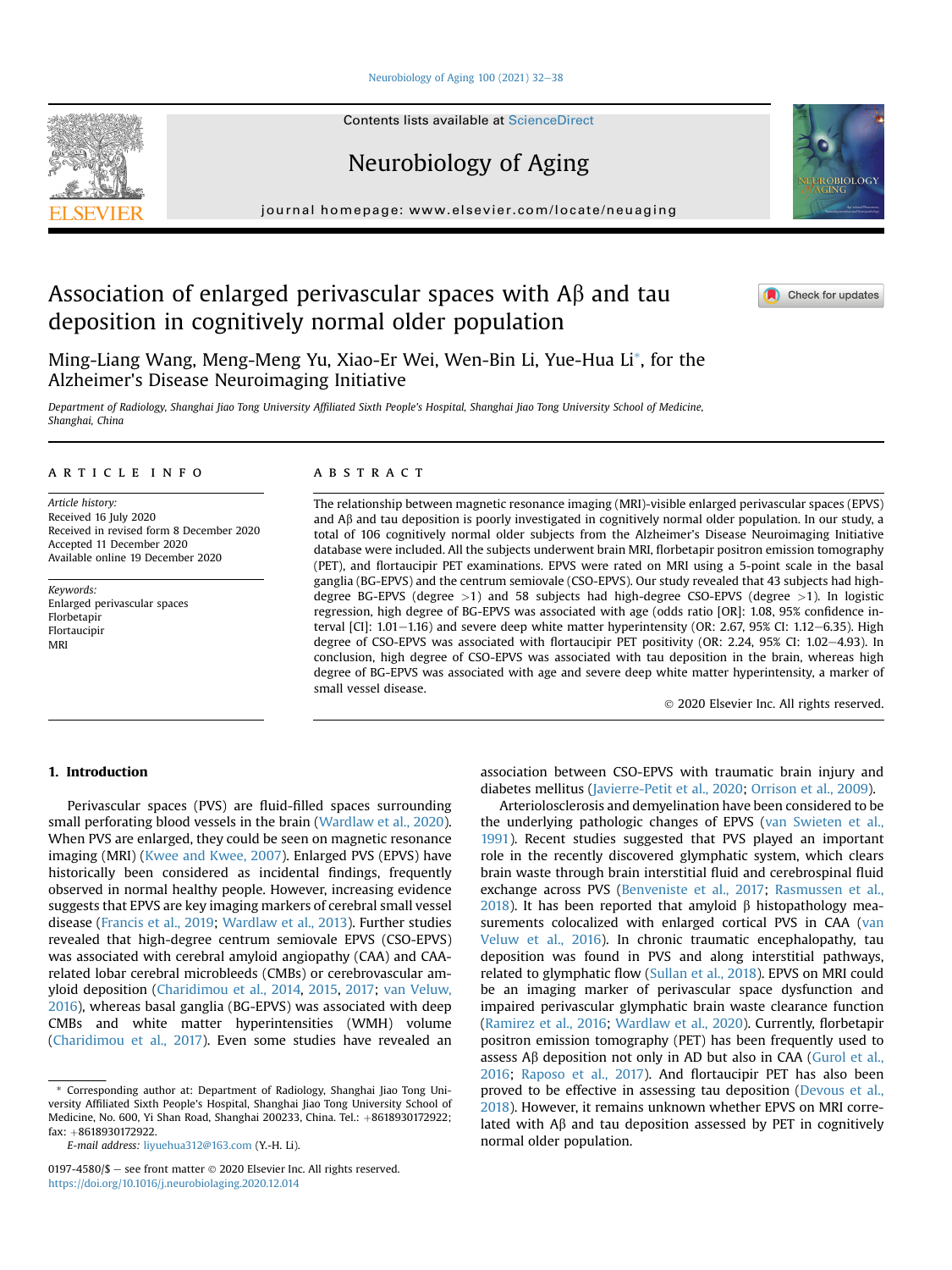# Association of enlarged perivascular spaces with Aβ and tau deposition in cognitively normal older population

Ming-Liang Wang, Meng-Meng Yu, Xiao-Er Wei, Wen-Bin Li, Yue-Hua Li*, for the Alzheimer's Disease Neuroimaging Initiative

*Department of Radiology, Shanghai Jiao Tong University Affiliated Sixth People's Hospital, Shanghai Jiao Tong University School of Medicine, Shanghai, China*

## ARTICLE INFO

*Article history:*
Received 16 July 2020
Received in revised form 8 December 2020
Accepted 11 December 2020
Available online 19 December 2020

*Keywords:*
Enlarged perivascular spaces
Florbetapir
Flortaucipir
MRI

## ABSTRACT

The relationship between magnetic resonance imaging (MRI)-visible enlarged perivascular spaces (EPVS) and Aβ and tau deposition is poorly investigated in cognitively normal older population. In our study, a total of 106 cognitively normal older subjects from the Alzheimer's Disease Neuroimaging Initiative database were included. All the subjects underwent brain MRI, florbetapir positron emission tomography (PET), and flortaucipir PET examinations. EPVS were rated on MRI using a 5-point scale in the basal ganglia (BG-EPVS) and the centrum semiovale (CSO-EPVS). Our study revealed that 43 subjects had high-degree BG-EPVS (degree >1) and 58 subjects had high-degree CSO-EPVS (degree >1). In logistic regression, high degree of BG-EPVS was associated with age (odds ratio [OR]: 1.08, 95% confidence interval [CI]: 1.01–1.16) and severe deep white matter hyperintensity (OR: 2.67, 95% CI: 1.12–6.35). High degree of CSO-EPVS was associated with flortaucipir PET positivity (OR: 2.24, 95% CI: 1.02–4.93). In conclusion, high degree of CSO-EPVS was associated with tau deposition in the brain, whereas high degree of BG-EPVS was associated with age and severe deep white matter hyperintensity, a marker of small vessel disease.

© 2020 Elsevier Inc. All rights reserved.

## 1. Introduction

Perivascular spaces (PVS) are fluid-filled spaces surrounding small perforating blood vessels in the brain (Wardlaw et al., 2020). When PVS are enlarged, they could be seen on magnetic resonance imaging (MRI) (Kwee and Kwee, 2007). Enlarged PVS (EPVS) have historically been considered as incidental findings, frequently observed in normal healthy people. However, increasing evidence suggests that EPVS are key imaging markers of cerebral small vessel disease (Francis et al., 2019; Wardlaw et al., 2013). Further studies revealed that high-degree centrum semiovale EPVS (CSO-EPVS) was associated with cerebral amyloid angiopathy (CAA) and CAA-related lobar cerebral microbleeds (CMBs) or cerebrovascular amyloid deposition (Charidimou et al., 2014, 2015, 2017; van Veluw, 2016), whereas basal ganglia (BG-EPVS) was associated with deep CMBs and white matter hyperintensities (WMH) volume (Charidimou et al., 2017). Even some studies have revealed an association between CSO-EPVS with traumatic brain injury and diabetes mellitus (Javierre-Petit et al., 2020; Orrison et al., 2009).

Arteriolosclerosis and demyelination have been considered to be the underlying pathologic changes of EPVS (van Swieten et al., 1991). Recent studies suggested that PVS played an important role in the recently discovered glymphatic system, which clears brain waste through brain interstitial fluid and cerebrospinal fluid exchange across PVS (Benveniste et al., 2017; Rasmussen et al., 2018). It has been reported that amyloid β histopathology measurements colocalized with enlarged cortical PVS in CAA (van Veluw et al., 2016). In chronic traumatic encephalopathy, tau deposition was found in PVS and along interstitial pathways, related to glymphatic flow (Sullan et al., 2018). EPVS on MRI could be an imaging marker of perivascular space dysfunction and impaired perivascular glymphatic brain waste clearance function (Ramirez et al., 2016; Wardlaw et al., 2020). Currently, florbetapir positron emission tomography (PET) has been frequently used to assess Aβ deposition not only in AD but also in CAA (Gurol et al., 2016; Raposo et al., 2017). And flortaucipir PET has also been proved to be effective in assessing tau deposition (Devous et al., 2018). However, it remains unknown whether EPVS on MRI correlated with Aβ and tau deposition assessed by PET in cognitively normal older population.

* Corresponding author at: Department of Radiology, Shanghai Jiao Tong University Affiliated Sixth People's Hospital, Shanghai Jiao Tong University School of Medicine, No. 600, Yi Shan Road, Shanghai 200233, China. Tel.: +8618930172922; fax: +8618930172922.
*E-mail address:* liyuehua312@163.com (Y.-H. Li).

0197-4580/$ – see front matter © 2020 Elsevier Inc. All rights reserved.
https://doi.org/10.1016/j.neurobiolaging.2020.12.014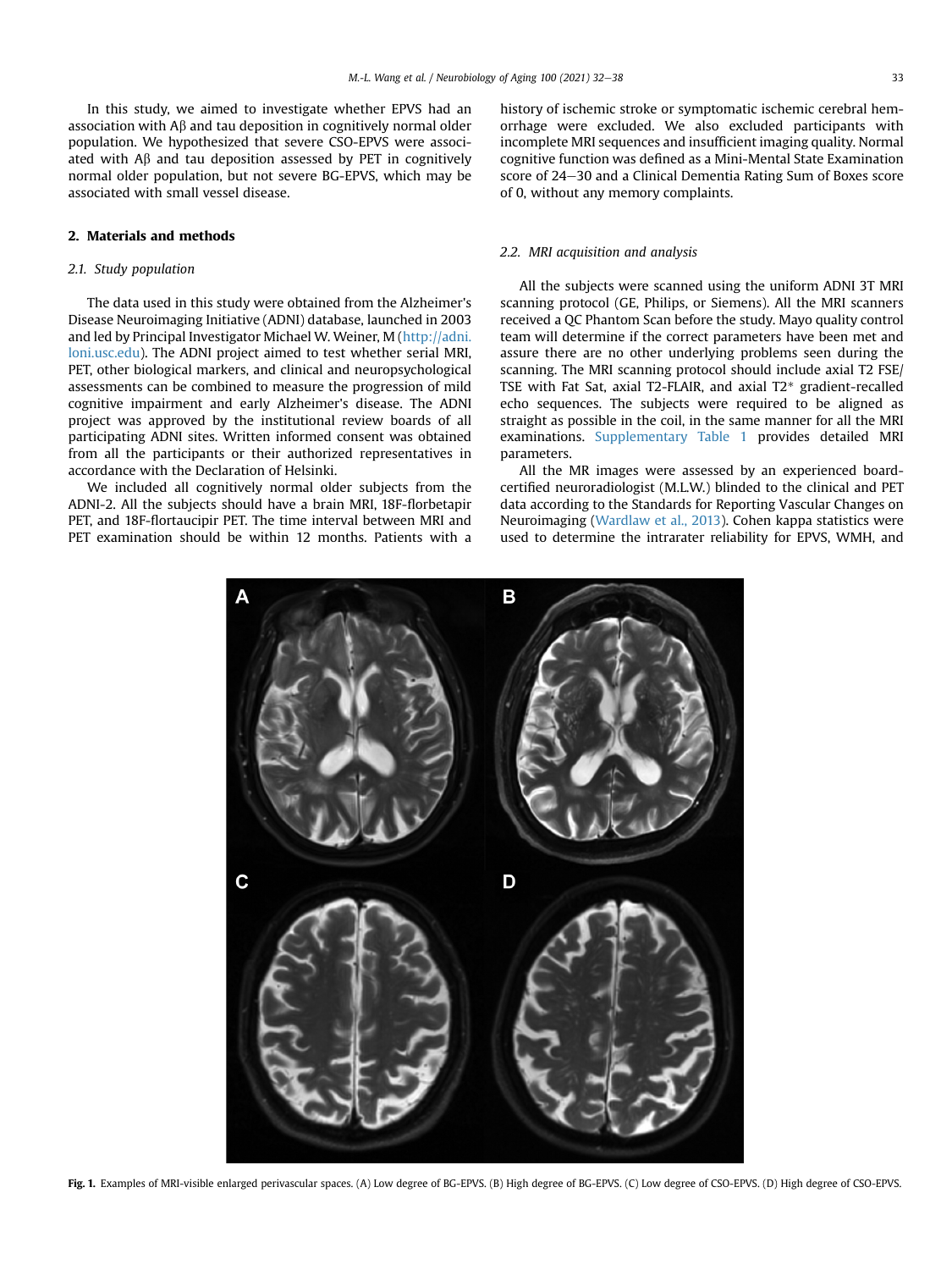In this study, we aimed to investigate whether EPVS had an association with Aβ and tau deposition in cognitively normal older population. We hypothesized that severe CSO-EPVS were associated with Aβ and tau deposition assessed by PET in cognitively normal older population, but not severe BG-EPVS, which may be associated with small vessel disease.

## 2. Materials and methods

### 2.1. Study population

The data used in this study were obtained from the Alzheimer's Disease Neuroimaging Initiative (ADNI) database, launched in 2003 and led by Principal Investigator Michael W. Weiner, M (http://adni.loni.usc.edu). The ADNI project aimed to test whether serial MRI, PET, other biological markers, and clinical and neuropsychological assessments can be combined to measure the progression of mild cognitive impairment and early Alzheimer's disease. The ADNI project was approved by the institutional review boards of all participating ADNI sites. Written informed consent was obtained from all the participants or their authorized representatives in accordance with the Declaration of Helsinki.

We included all cognitively normal older subjects from the ADNI-2. All the subjects should have a brain MRI, 18F-florbetapir PET, and 18F-flortaucipir PET. The time interval between MRI and PET examination should be within 12 months. Patients with a history of ischemic stroke or symptomatic ischemic cerebral hemorrhage were excluded. We also excluded participants with incomplete MRI sequences and insufficient imaging quality. Normal cognitive function was defined as a Mini-Mental State Examination score of 24–30 and a Clinical Dementia Rating Sum of Boxes score of 0, without any memory complaints.

### 2.2. MRI acquisition and analysis

All the subjects were scanned using the uniform ADNI 3T MRI scanning protocol (GE, Philips, or Siemens). All the MRI scanners received a QC Phantom Scan before the study. Mayo quality control team will determine if the correct parameters have been met and assure there are no other underlying problems seen during the scanning. The MRI scanning protocol should include axial T2 FSE/TSE with Fat Sat, axial T2-FLAIR, and axial T2* gradient-recalled echo sequences. The subjects were required to be aligned as straight as possible in the coil, in the same manner for all the MRI examinations. Supplementary Table 1 provides detailed MRI parameters.

All the MR images were assessed by an experienced board-certified neuroradiologist (M.L.W.) blinded to the clinical and PET data according to the Standards for Reporting Vascular Changes on Neuroimaging (Wardlaw et al., 2013). Cohen kappa statistics were used to determine the intrarater reliability for EPVS, WMH, and

**Fig. 1.** Examples of MRI-visible enlarged perivascular spaces. (A) Low degree of BG-EPVS. (B) High degree of BG-EPVS. (C) Low degree of CSO-EPVS. (D) High degree of CSO-EPVS.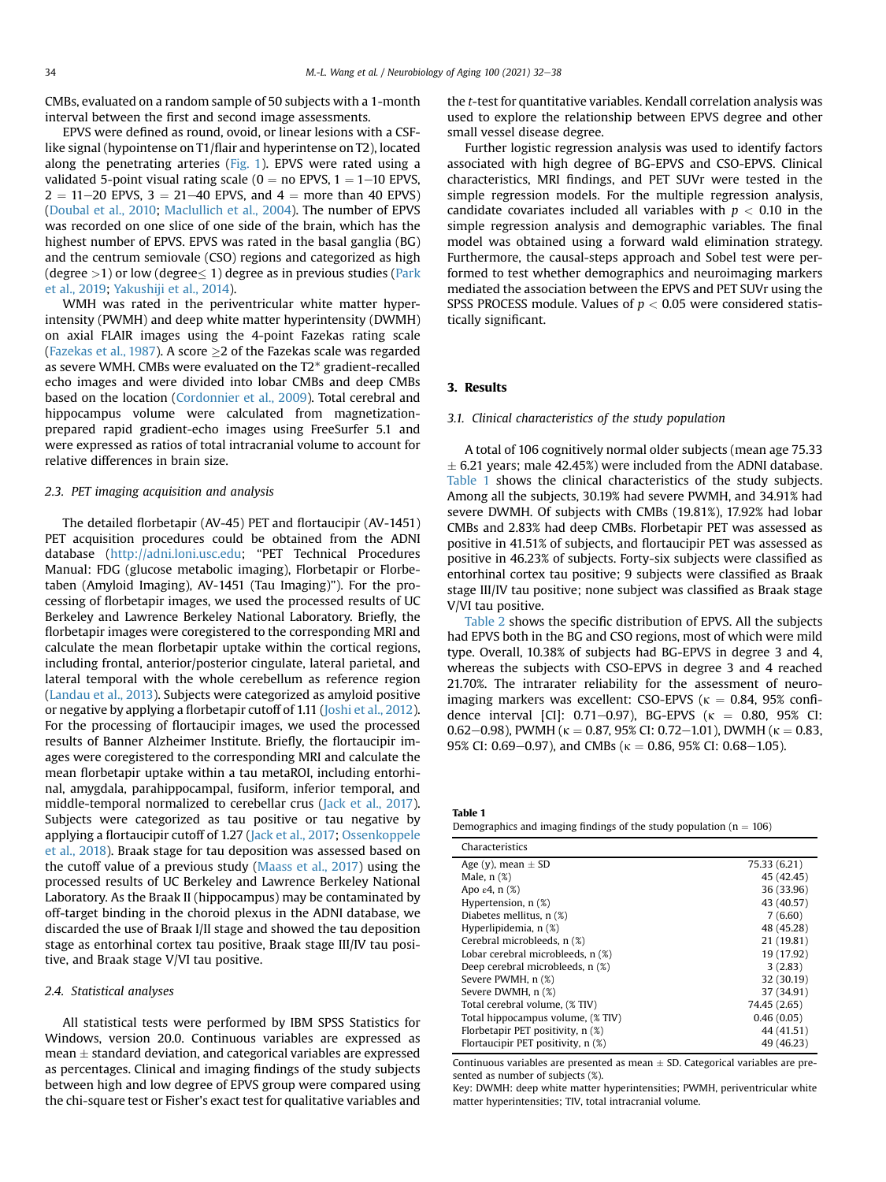CMBs, evaluated on a random sample of 50 subjects with a 1-month interval between the first and second image assessments.

EPVS were defined as round, ovoid, or linear lesions with a CSF-like signal (hypointense on T1/flair and hyperintense on T2), located along the penetrating arteries (Fig. 1). EPVS were rated using a validated 5-point visual rating scale (0 = no EPVS, 1 = 1–10 EPVS, 2 = 11–20 EPVS, 3 = 21–40 EPVS, and 4 = more than 40 EPVS) (Doubal et al., 2010; Maclullich et al., 2004). The number of EPVS was recorded on one slice of one side of the brain, which has the highest number of EPVS. EPVS was rated in the basal ganglia (BG) and the centrum semiovale (CSO) regions and categorized as high (degree >1) or low (degree≤ 1) degree as in previous studies (Park et al., 2019; Yakushiji et al., 2014).

WMH was rated in the periventricular white matter hyperintensity (PWMH) and deep white matter hyperintensity (DWMH) on axial FLAIR images using the 4-point Fazekas rating scale (Fazekas et al., 1987). A score ≥2 of the Fazekas scale was regarded as severe WMH. CMBs were evaluated on the T2* gradient-recalled echo images and were divided into lobar CMBs and deep CMBs based on the location (Cordonnier et al., 2009). Total cerebral and hippocampus volume were calculated from magnetization-prepared rapid gradient-echo images using FreeSurfer 5.1 and were expressed as ratios of total intracranial volume to account for relative differences in brain size.

### 2.3. PET imaging acquisition and analysis

The detailed florbetapir (AV-45) PET and flortaucipir (AV-1451) PET acquisition procedures could be obtained from the ADNI database (http://adni.loni.usc.edu; "PET Technical Procedures Manual: FDG (glucose metabolic imaging), Florbetapir or Florbetaben (Amyloid Imaging), AV-1451 (Tau Imaging)"). For the processing of florbetapir images, we used the processed results of UC Berkeley and Lawrence Berkeley National Laboratory. Briefly, the florbetapir images were coregistered to the corresponding MRI and calculate the mean florbetapir uptake within the cortical regions, including frontal, anterior/posterior cingulate, lateral parietal, and lateral temporal with the whole cerebellum as reference region (Landau et al., 2013). Subjects were categorized as amyloid positive or negative by applying a florbetapir cutoff of 1.11 (Joshi et al., 2012). For the processing of flortaucipir images, we used the processed results of Banner Alzheimer Institute. Briefly, the flortaucipir images were coregistered to the corresponding MRI and calculate the mean florbetapir uptake within a tau metaROI, including entorhinal, amygdala, parahippocampal, fusiform, inferior temporal, and middle-temporal normalized to cerebellar crus (Jack et al., 2017). Subjects were categorized as tau positive or tau negative by applying a flortaucipir cutoff of 1.27 (Jack et al., 2017; Ossenkoppele et al., 2018). Braak stage for tau deposition was assessed based on the cutoff value of a previous study (Maass et al., 2017) using the processed results of UC Berkeley and Lawrence Berkeley National Laboratory. As the Braak II (hippocampus) may be contaminated by off-target binding in the choroid plexus in the ADNI database, we discarded the use of Braak I/II stage and showed the tau deposition stage as entorhinal cortex tau positive, Braak stage III/IV tau positive, and Braak stage V/VI tau positive.

### 2.4. Statistical analyses

All statistical tests were performed by IBM SPSS Statistics for Windows, version 20.0. Continuous variables are expressed as mean ± standard deviation, and categorical variables are expressed as percentages. Clinical and imaging findings of the study subjects between high and low degree of EPVS group were compared using the chi-square test or Fisher's exact test for qualitative variables and the *t*-test for quantitative variables. Kendall correlation analysis was used to explore the relationship between EPVS degree and other small vessel disease degree.

Further logistic regression analysis was used to identify factors associated with high degree of BG-EPVS and CSO-EPVS. Clinical characteristics, MRI findings, and PET SUVr were tested in the simple regression models. For the multiple regression analysis, candidate covariates included all variables with $p < 0.10$ in the simple regression analysis and demographic variables. The final model was obtained using a forward wald elimination strategy. Furthermore, the causal-steps approach and Sobel test were performed to test whether demographics and neuroimaging markers mediated the association between the EPVS and PET SUVr using the SPSS PROCESS module. Values of $p < 0.05$ were considered statistically significant.

## 3. Results

### 3.1. Clinical characteristics of the study population

A total of 106 cognitively normal older subjects (mean age 75.33 ± 6.21 years; male 42.45%) were included from the ADNI database. Table 1 shows the clinical characteristics of the study subjects. Among all the subjects, 30.19% had severe PWMH, and 34.91% had severe DWMH. Of subjects with CMBs (19.81%), 17.92% had lobar CMBs and 2.83% had deep CMBs. Florbetapir PET was assessed as positive in 41.51% of subjects, and flortaucipir PET was assessed as positive in 46.23% of subjects. Forty-six subjects were classified as entorhinal cortex tau positive; 9 subjects were classified as Braak stage III/IV tau positive; none subject was classified as Braak stage V/VI tau positive.

Table 2 shows the specific distribution of EPVS. All the subjects had EPVS both in the BG and CSO regions, most of which were mild type. Overall, 10.38% of subjects had BG-EPVS in degree 3 and 4, whereas the subjects with CSO-EPVS in degree 3 and 4 reached 21.70%. The intrarater reliability for the assessment of neuroimaging markers was excellent: CSO-EPVS (κ = 0.84, 95% confidence interval [CI]: 0.71–0.97), BG-EPVS (κ = 0.80, 95% CI: 0.62–0.98), PWMH (κ = 0.87, 95% CI: 0.72–1.01), DWMH (κ = 0.83, 95% CI: 0.69–0.97), and CMBs (κ = 0.86, 95% CI: 0.68–1.05).

**Table 1**
Demographics and imaging findings of the study population (n = 106)

| Characteristics | |
|---|---|
| Age (y), mean ± SD | 75.33 (6.21) |
| Male, n (%) | 45 (42.45) |
| Apo ε4, n (%) | 36 (33.96) |
| Hypertension, n (%) | 43 (40.57) |
| Diabetes mellitus, n (%) | 7 (6.60) |
| Hyperlipidemia, n (%) | 48 (45.28) |
| Cerebral microbleeds, n (%) | 21 (19.81) |
| Lobar cerebral microbleeds, n (%) | 19 (17.92) |
| Deep cerebral microbleeds, n (%) | 3 (2.83) |
| Severe PWMH, n (%) | 32 (30.19) |
| Severe DWMH, n (%) | 37 (34.91) |
| Total cerebral volume, (% TIV) | 74.45 (2.65) |
| Total hippocampus volume, (% TIV) | 0.46 (0.05) |
| Florbetapir PET positivity, n (%) | 44 (41.51) |
| Flortaucipir PET positivity, n (%) | 49 (46.23) |

Continuous variables are presented as mean ± SD. Categorical variables are presented as number of subjects (%).
Key: DWMH: deep white matter hyperintensities; PWMH, periventricular white matter hyperintensities; TIV, total intracranial volume.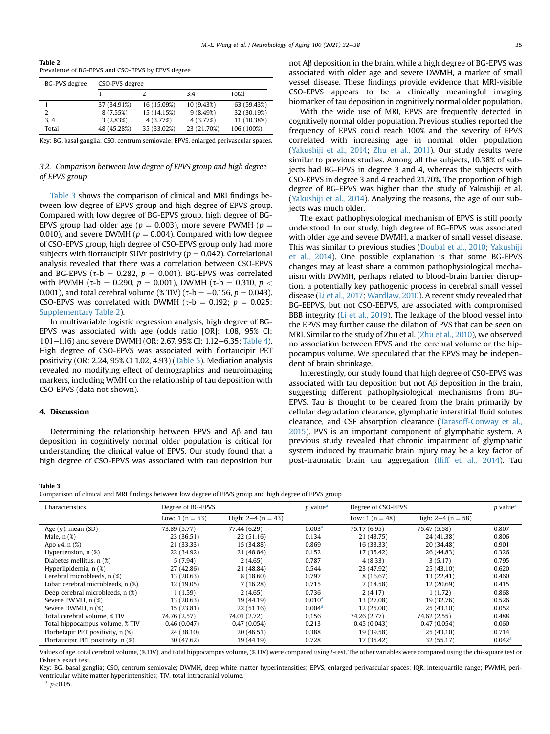**Table 2**
Prevalence of BG-EPVS and CSO-EPVS by EPVS degree

| BG-PVS degree | CSO-PVS degree | | | |
|---|---|---|---|---|
| | 1 | 2 | 3,4 | Total |
| 1 | 37 (34.91%) | 16 (15.09%) | 10 (9.43%) | 63 (59.43%) |
| 2 | 8 (7.55%) | 15 (14.15%) | 9 (8.49%) | 32 (30.19%) |
| 3, 4 | 3 (2.83%) | 4 (3.77%) | 4 (3.77%) | 11 (10.38%) |
| Total | 48 (45.28%) | 35 (33.02%) | 23 (21.70%) | 106 (100%) |

Key: BG, basal ganglia; CSO, centrum semiovale; EPVS, enlarged perivascular spaces.

### 3.2. Comparison between low degree of EPVS group and high degree of EPVS group

Table 3 shows the comparison of clinical and MRI findings between low degree of EPVS group and high degree of EPVS group. Compared with low degree of BG-EPVS group, high degree of BG-EPVS group had older age ($p = 0.003$), more severe PWMH ($p = 0.010$), and severe DWMH ($p = 0.004$). Compared with low degree of CSO-EPVS group, high degree of CSO-EPVS group only had more subjects with flortaucipir SUVr positivity ($p = 0.042$). Correlational analysis revealed that there was a correlation between CSO-EPVS and BG-EPVS ($\tau$-b = 0.282, $p = 0.001$). BG-EPVS was correlated with PWMH ($\tau$-b = 0.290, $p = 0.001$), DWMH ($\tau$-b = 0.310, $p < 0.001$), and total cerebral volume (% TIV) ($\tau$-b = −0.156, $p = 0.043$). CSO-EPVS was correlated with DWMH ($\tau$-b = 0.192; $p = 0.025$; Supplementary Table 2).

In multivariable logistic regression analysis, high degree of BG-EPVS was associated with age (odds ratio [OR]: 1.08, 95% CI: 1.01–1.16) and severe DWMH (OR: 2.67, 95% CI: 1.12–6.35; Table 4). High degree of CSO-EPVS was associated with flortaucipir PET positivity (OR: 2.24, 95% CI 1.02, 4.93) (Table 5). Mediation analysis revealed no modifying effect of demographics and neuroimaging markers, including WMH on the relationship of tau deposition with CSO-EPVS (data not shown).

## 4. Discussion

Determining the relationship between EPVS and Aβ and tau deposition in cognitively normal older population is critical for understanding the clinical value of EPVS. Our study found that a high degree of CSO-EPVS was associated with tau deposition but not Aβ deposition in the brain, while a high degree of BG-EPVS was associated with older age and severe DWMH, a marker of small vessel disease. These findings provide evidence that MRI-visible CSO-EPVS appears to be a clinically meaningful imaging biomarker of tau deposition in cognitively normal older population.

With the wide use of MRI, EPVS are frequently detected in cognitively normal older population. Previous studies reported the frequency of EPVS could reach 100% and the severity of EPVS correlated with increasing age in normal older population (Yakushiji et al., 2014; Zhu et al., 2011). Our study results were similar to previous studies. Among all the subjects, 10.38% of subjects had BG-EPVS in degree 3 and 4, whereas the subjects with CSO-EPVS in degree 3 and 4 reached 21.70%. The proportion of high degree of BG-EPVS was higher than the study of Yakushiji et al. (Yakushiji et al., 2014). Analyzing the reasons, the age of our subjects was much older.

The exact pathophysiological mechanism of EPVS is still poorly understood. In our study, high degree of BG-EPVS was associated with older age and severe DWMH, a marker of small vessel disease. This was similar to previous studies (Doubal et al., 2010; Yakushiji et al., 2014). One possible explanation is that some BG-EPVS changes may at least share a common pathophysiological mechanism with DWMH, perhaps related to blood-brain barrier disruption, a potentially key pathogenic process in cerebral small vessel disease (Li et al., 2017; Wardlaw, 2010). A recent study revealed that BG-EEPVS, but not CSO-EEPVS, are associated with compromised BBB integrity (Li et al., 2019). The leakage of the blood vessel into the EPVS may further cause the dilation of PVS that can be seen on MRI. Similar to the study of Zhu et al. (Zhu et al., 2010), we observed no association between EPVS and the cerebral volume or the hippocampus volume. We speculated that the EPVS may be independent of brain shrinkage.

Interestingly, our study found that high degree of CSO-EPVS was associated with tau deposition but not Aβ deposition in the brain, suggesting different pathophysiological mechanisms from BG-EPVS. Tau is thought to be cleared from the brain primarily by cellular degradation clearance, glymphatic interstitial fluid solutes clearance, and CSF absorption clearance (Tarasoff-Conway et al., 2015). PVS is an important component of glymphatic system. A previous study revealed that chronic impairment of glymphatic system induced by traumatic brain injury may be a key factor of post-traumatic brain tau aggregation (Iliff et al., 2014). Tau

**Table 3**
Comparison of clinical and MRI findings between low degree of EPVS group and high degree of EPVS group

| Characteristics | Degree of BG-EPVS | | $p$ value[a] | Degree of CSO-EPVS | | $p$ value[a] |
|---|---|---|---|---|---|---|
| | Low: 1 (n = 63) | High: 2–4 (n = 43) | | Low: 1 (n = 48) | High: 2–4 (n = 58) | |
| Age (y), mean (SD) | 73.89 (5.77) | 77.44 (6.29) | 0.003[a] | 75.17 (6.95) | 75.47 (5.58) | 0.807 |
| Male, n (%) | 23 (36.51) | 22 (51.16) | 0.134 | 21 (43.75) | 24 (41.38) | 0.806 |
| Apo ε4, n (%) | 21 (33.33) | 15 (34.88) | 0.869 | 16 (33.33) | 20 (34.48) | 0.901 |
| Hypertension, n (%) | 22 (34.92) | 21 (48.84) | 0.152 | 17 (35.42) | 26 (44.83) | 0.326 |
| Diabetes mellitus, n (%) | 5 (7.94) | 2 (4.65) | 0.787 | 4 (8.33) | 3 (5.17) | 0.795 |
| Hyperlipidemia, n (%) | 27 (42.86) | 21 (48.84) | 0.544 | 23 (47.92) | 25 (43.10) | 0.620 |
| Cerebral microbleeds, n (%) | 13 (20.63) | 8 (18.60) | 0.797 | 8 (16.67) | 13 (22.41) | 0.460 |
| Lobar cerebral microbleeds, n (%) | 12 (19.05) | 7 (16.28) | 0.715 | 7 (14.58) | 12 (20.69) | 0.415 |
| Deep cerebral microbleeds, n (%) | 1 (1.59) | 2 (4.65) | 0.736 | 2 (4.17) | 1 (1.72) | 0.868 |
| Severe PWMH, n (%) | 13 (20.63) | 19 (44.19) | 0.010[a] | 13 (27.08) | 19 (32.76) | 0.526 |
| Severe DWMH, n (%) | 15 (23.81) | 22 (51.16) | 0.004[a] | 12 (25.00) | 25 (43.10) | 0.052 |
| Total cerebral volume, % TIV | 74.76 (2.57) | 74.01 (2.72) | 0.156 | 74.26 (2.77) | 74.62 (2.55) | 0.488 |
| Total hippocampus volume, % TIV | 0.46 (0.047) | 0.47 (0.054) | 0.213 | 0.45 (0.043) | 0.47 (0.054) | 0.060 |
| Florbetapir PET positivity, n (%) | 24 (38.10) | 20 (46.51) | 0.388 | 19 (39.58) | 25 (43.10) | 0.714 |
| Flortaucipir PET positivity, n (%) | 30 (47.62) | 19 (44.19) | 0.728 | 17 (35.42) | 32 (55.17) | 0.042[a] |

Values of age, total cerebral volume, (% TIV), and total hippocampus volume, (% TIV) were compared using t-test. The other variables were compared using the chi-square test or Fisher's exact test.

Key: BG, basal ganglia; CSO, centrum semiovale; DWMH, deep white matter hyperintensities; EPVS, enlarged perivascular spaces; IQR, interquartile range; PWMH, periventricular white matter hyperintensities; TIV, total intracranial volume.

[a] $p<0.05$.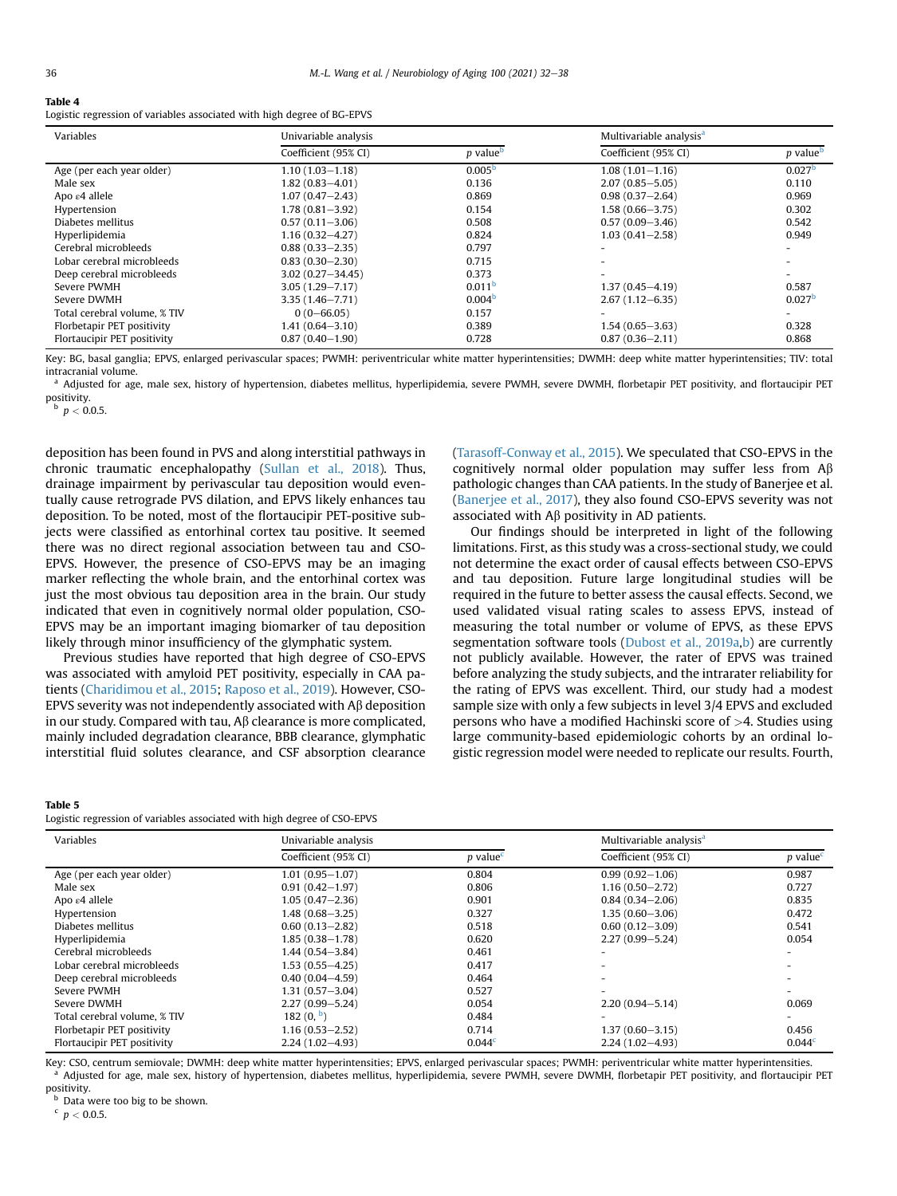**Table 4**
Logistic regression of variables associated with high degree of BG-EPVS

| Variables | Univariable analysis | | Multivariable analysis[a] | |
|---|---|---|---|---|
| | Coefficient (95% CI) | p value[b] | Coefficient (95% CI) | p value[b] |
| Age (per each year older) | 1.10 (1.03–1.18) | 0.005[b] | 1.08 (1.01–1.16) | 0.027[b] |
| Male sex | 1.82 (0.83–4.01) | 0.136 | 2.07 (0.85–5.05) | 0.110 |
| Apo ε4 allele | 1.07 (0.47–2.43) | 0.869 | 0.98 (0.37–2.64) | 0.969 |
| Hypertension | 1.78 (0.81–3.92) | 0.154 | 1.58 (0.66–3.75) | 0.302 |
| Diabetes mellitus | 0.57 (0.11–3.06) | 0.508 | 0.57 (0.09–3.46) | 0.542 |
| Hyperlipidemia | 1.16 (0.32–4.27) | 0.824 | 1.03 (0.41–2.58) | 0.949 |
| Cerebral microbleeds | 0.88 (0.33–2.35) | 0.797 | - | - |
| Lobar cerebral microbleeds | 0.83 (0.30–2.30) | 0.715 | - | - |
| Deep cerebral microbleeds | 3.02 (0.27–34.45) | 0.373 | - | - |
| Severe PWMH | 3.05 (1.29–7.17) | 0.011[b] | 1.37 (0.45–4.19) | 0.587 |
| Severe DWMH | 3.35 (1.46–7.71) | 0.004[b] | 2.67 (1.12–6.35) | 0.027[b] |
| Total cerebral volume, % TIV | 0 (0–66.05) | 0.157 | - | - |
| Florbetapir PET positivity | 1.41 (0.64–3.10) | 0.389 | 1.54 (0.65–3.63) | 0.328 |
| Flortaucipir PET positivity | 0.87 (0.40–1.90) | 0.728 | 0.87 (0.36–2.11) | 0.868 |

Key: BG, basal ganglia; EPVS, enlarged perivascular spaces; PWMH: periventricular white matter hyperintensities; DWMH: deep white matter hyperintensities; TIV: total intracranial volume.
[a] Adjusted for age, male sex, history of hypertension, diabetes mellitus, hyperlipidemia, severe PWMH, severe DWMH, florbetapir PET positivity, and flortaucipir PET positivity.
[b] $p < 0.0.5$.

deposition has been found in PVS and along interstitial pathways in chronic traumatic encephalopathy (Sullan et al., 2018). Thus, drainage impairment by perivascular tau deposition would eventually cause retrograde PVS dilation, and EPVS likely enhances tau deposition. To be noted, most of the flortaucipir PET-positive subjects were classified as entorhinal cortex tau positive. It seemed there was no direct regional association between tau and CSO-EPVS. However, the presence of CSO-EPVS may be an imaging marker reflecting the whole brain, and the entorhinal cortex was just the most obvious tau deposition area in the brain. Our study indicated that even in cognitively normal older population, CSO-EPVS may be an important imaging biomarker of tau deposition likely through minor insufficiency of the glymphatic system.

Previous studies have reported that high degree of CSO-EPVS was associated with amyloid PET positivity, especially in CAA patients (Charidimou et al., 2015; Raposo et al., 2019). However, CSO-EPVS severity was not independently associated with Aβ deposition in our study. Compared with tau, Aβ clearance is more complicated, mainly included degradation clearance, BBB clearance, glymphatic interstitial fluid solutes clearance, and CSF absorption clearance (Tarasoff-Conway et al., 2015). We speculated that CSO-EPVS in the cognitively normal older population may suffer less from Aβ pathologic changes than CAA patients. In the study of Banerjee et al. (Banerjee et al., 2017), they also found CSO-EPVS severity was not associated with Aβ positivity in AD patients.

Our findings should be interpreted in light of the following limitations. First, as this study was a cross-sectional study, we could not determine the exact order of causal effects between CSO-EPVS and tau deposition. Future large longitudinal studies will be required in the future to better assess the causal effects. Second, we used validated visual rating scales to assess EPVS, instead of measuring the total number or volume of EPVS, as these EPVS segmentation software tools (Dubost et al., 2019a,b) are currently not publicly available. However, the rater of EPVS was trained before analyzing the study subjects, and the intrarater reliability for the rating of EPVS was excellent. Third, our study had a modest sample size with only a few subjects in level 3/4 EPVS and excluded persons who have a modified Hachinski score of >4. Studies using large community-based epidemiologic cohorts by an ordinal logistic regression model were needed to replicate our results. Fourth,

**Table 5**
Logistic regression of variables associated with high degree of CSO-EPVS

| Variables | Univariable analysis | | Multivariable analysis[a] | |
|---|---|---|---|---|
| | Coefficient (95% CI) | p value[c] | Coefficient (95% CI) | p value[c] |
| Age (per each year older) | 1.01 (0.95–1.07) | 0.804 | 0.99 (0.92–1.06) | 0.987 |
| Male sex | 0.91 (0.42–1.97) | 0.806 | 1.16 (0.50–2.72) | 0.727 |
| Apo ε4 allele | 1.05 (0.47–2.36) | 0.901 | 0.84 (0.34–2.06) | 0.835 |
| Hypertension | 1.48 (0.68–3.25) | 0.327 | 1.35 (0.60–3.06) | 0.472 |
| Diabetes mellitus | 0.60 (0.13–2.82) | 0.518 | 0.60 (0.12–3.09) | 0.541 |
| Hyperlipidemia | 1.85 (0.38–1.78) | 0.620 | 2.27 (0.99–5.24) | 0.054 |
| Cerebral microbleeds | 1.44 (0.54–3.84) | 0.461 | - | - |
| Lobar cerebral microbleeds | 1.53 (0.55–4.25) | 0.417 | - | - |
| Deep cerebral microbleeds | 0.40 (0.04–4.59) | 0.464 | - | - |
| Severe PWMH | 1.31 (0.57–3.04) | 0.527 | - | - |
| Severe DWMH | 2.27 (0.99–5.24) | 0.054 | 2.20 (0.94–5.14) | 0.069 |
| Total cerebral volume, % TIV | 182 (0, [b]) | 0.484 | - | - |
| Florbetapir PET positivity | 1.16 (0.53–2.52) | 0.714 | 1.37 (0.60–3.15) | 0.456 |
| Flortaucipir PET positivity | 2.24 (1.02–4.93) | 0.044[c] | 2.24 (1.02–4.93) | 0.044[c] |

Key: CSO, centrum semiovale; DWMH: deep white matter hyperintensities; EPVS, enlarged perivascular spaces; PWMH: periventricular white matter hyperintensities.
[a] Adjusted for age, male sex, history of hypertension, diabetes mellitus, hyperlipidemia, severe PWMH, severe DWMH, florbetapir PET positivity, and flortaucipir PET positivity.
[b] Data were too big to be shown.
[c] $p < 0.0.5$.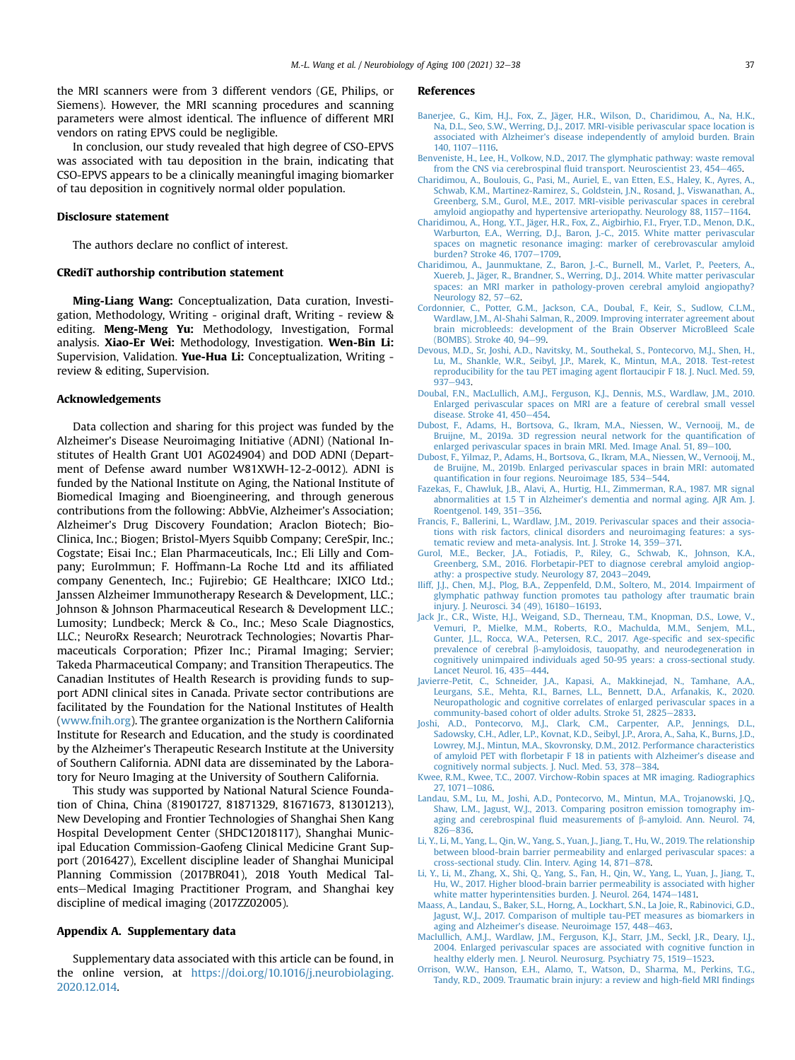the MRI scanners were from 3 different vendors (GE, Philips, or Siemens). However, the MRI scanning procedures and scanning parameters were almost identical. The influence of different MRI vendors on rating EPVS could be negligible.

In conclusion, our study revealed that high degree of CSO-EPVS was associated with tau deposition in the brain, indicating that CSO-EPVS appears to be a clinically meaningful imaging biomarker of tau deposition in cognitively normal older population.

## Disclosure statement

The authors declare no conflict of interest.

## CRediT authorship contribution statement

**Ming-Liang Wang:** Conceptualization, Data curation, Investigation, Methodology, Writing - original draft, Writing - review & editing. **Meng-Meng Yu:** Methodology, Investigation, Formal analysis. **Xiao-Er Wei:** Methodology, Investigation. **Wen-Bin Li:** Supervision, Validation. **Yue-Hua Li:** Conceptualization, Writing - review & editing, Supervision.

## Acknowledgements

Data collection and sharing for this project was funded by the Alzheimer's Disease Neuroimaging Initiative (ADNI) (National Institutes of Health Grant U01 AG024904) and DOD ADNI (Department of Defense award number W81XWH-12-2-0012). ADNI is funded by the National Institute on Aging, the National Institute of Biomedical Imaging and Bioengineering, and through generous contributions from the following: AbbVie, Alzheimer's Association; Alzheimer's Drug Discovery Foundation; Araclon Biotech; BioClinica, Inc.; Biogen; Bristol-Myers Squibb Company; CereSpir, Inc.; Cogstate; Eisai Inc.; Elan Pharmaceuticals, Inc.; Eli Lilly and Company; EuroImmun; F. Hoffmann-La Roche Ltd and its affiliated company Genentech, Inc.; Fujirebio; GE Healthcare; IXICO Ltd.; Janssen Alzheimer Immunotherapy Research & Development, LLC.; Johnson & Johnson Pharmaceutical Research & Development LLC.; Lumosity; Lundbeck; Merck & Co., Inc.; Meso Scale Diagnostics, LLC.; NeuroRx Research; Neurotrack Technologies; Novartis Pharmaceuticals Corporation; Pfizer Inc.; Piramal Imaging; Servier; Takeda Pharmaceutical Company; and Transition Therapeutics. The Canadian Institutes of Health Research is providing funds to support ADNI clinical sites in Canada. Private sector contributions are facilitated by the Foundation for the National Institutes of Health (www.fnih.org). The grantee organization is the Northern California Institute for Research and Education, and the study is coordinated by the Alzheimer's Therapeutic Research Institute at the University of Southern California. ADNI data are disseminated by the Laboratory for Neuro Imaging at the University of Southern California.

This study was supported by National Natural Science Foundation of China, China (81901727, 81871329, 81671673, 81301213), New Developing and Frontier Technologies of Shanghai Shen Kang Hospital Development Center (SHDC12018117), Shanghai Municipal Education Commission-Gaofeng Clinical Medicine Grant Support (2016427), Excellent discipline leader of Shanghai Municipal Planning Commission (2017BR041), 2018 Youth Medical Talents—Medical Imaging Practitioner Program, and Shanghai key discipline of medical imaging (2017ZZ02005).

## Appendix A. Supplementary data

Supplementary data associated with this article can be found, in the online version, at https://doi.org/10.1016/j.neurobiolaging.2020.12.014.

## References

Banerjee, G., Kim, H.J., Fox, Z., Jäger, H.R., Wilson, D., Charidimou, A., Na, H.K., Na, D.L., Seo, S.W., Werring, D.J., 2017. MRI-visible perivascular space location is associated with Alzheimer's disease independently of amyloid burden. Brain 140, 1107–1116.

Benveniste, H., Lee, H., Volkow, N.D., 2017. The glymphatic pathway: waste removal from the CNS via cerebrospinal fluid transport. Neuroscientist 23, 454–465.

Charidimou, A., Boulouis, G., Pasi, M., Auriel, E., van Etten, E.S., Haley, K., Ayres, A., Schwab, K.M., Martinez-Ramirez, S., Goldstein, J.N., Rosand, J., Viswanathan, A., Greenberg, S.M., Gurol, M.E., 2017. MRI-visible perivascular spaces in cerebral amyloid angiopathy and hypertensive arteriopathy. Neurology 88, 1157–1164.

Charidimou, A., Hong, Y.T., Jäger, H.R., Fox, Z., Aigbirhio, F.I., Fryer, T.D., Menon, D.K., Warburton, E.A., Werring, D.J., Baron, J.-C., 2015. White matter perivascular spaces on magnetic resonance imaging: marker of cerebrovascular amyloid burden? Stroke 46, 1707–1709.

Charidimou, A., Jaunmuktane, Z., Baron, J.-C., Burnell, M., Varlet, P., Peeters, A., Xuereb, J., Jäger, R., Brandner, S., Werring, D.J., 2014. White matter perivascular spaces: an MRI marker in pathology-proven cerebral amyloid angiopathy? Neurology 82, 57–62.

Cordonnier, C., Potter, G.M., Jackson, C.A., Doubal, F., Keir, S., Sudlow, C.L.M., Wardlaw, J.M., Al-Shahi Salman, R., 2009. Improving interrater agreement about brain microbleeds: development of the Brain Observer MicroBleed Scale (BOMBS). Stroke 40, 94–99.

Devous, M.D., Sr, Joshi, A.D., Navitsky, M., Southekal, S., Pontecorvo, M.J., Shen, H., Lu, M., Shankle, W.R., Seibyl, J.P., Marek, K., Mintun, M.A., 2018. Test-retest reproducibility for the tau PET imaging agent flortaucipir F 18. J. Nucl. Med. 59, 937–943.

Doubal, F.N., MacLullich, A.M.J., Ferguson, K.J., Dennis, M.S., Wardlaw, J.M., 2010. Enlarged perivascular spaces on MRI are a feature of cerebral small vessel disease. Stroke 41, 450–454.

Dubost, F., Adams, H., Bortsova, G., Ikram, M.A., Niessen, W., Vernooij, M., de Bruijne, M., 2019a. 3D regression neural network for the quantification of enlarged perivascular spaces in brain MRI. Med. Image Anal. 51, 89–100.

Dubost, F., Yilmaz, P., Adams, H., Bortsova, G., Ikram, M.A., Niessen, W., Vernooij, M., de Bruijne, M., 2019b. Enlarged perivascular spaces in brain MRI: automated quantification in four regions. Neuroimage 185, 534–544.

Fazekas, F., Chawluk, J.B., Alavi, A., Hurtig, H.I., Zimmerman, R.A., 1987. MR signal abnormalities at 1.5 T in Alzheimer's dementia and normal aging. AJR Am. J. Roentgenol. 149, 351–356.

Francis, F., Ballerini, L., Wardlaw, J.M., 2019. Perivascular spaces and their associations with risk factors, clinical disorders and neuroimaging features: a systematic review and meta-analysis. Int. J. Stroke 14, 359–371.

Gurol, M.E., Becker, J.A., Fotiadis, P., Riley, G., Schwab, K., Johnson, K.A., Greenberg, S.M., 2016. Florbetapir-PET to diagnose cerebral amyloid angiopathy: a prospective study. Neurology 87, 2043–2049.

Iliff, J.J., Chen, M.J., Plog, B.A., Zeppenfeld, D.M., Soltero, M., 2014. Impairment of glymphatic pathway function promotes tau pathology after traumatic brain injury. J. Neurosci. 34 (49), 16180–16193.

Jack Jr., C.R., Wiste, H.J., Weigand, S.D., Therneau, T.M., Knopman, D.S., Lowe, V., Vemuri, P., Mielke, M.M., Roberts, R.O., Machulda, M.M., Senjem, M.L., Gunter, J.L., Rocca, W.A., Petersen, R.C., 2017. Age-specific and sex-specific prevalence of cerebral β-amyloidosis, tauopathy, and neurodegeneration in cognitively unimpaired individuals aged 50-95 years: a cross-sectional study. Lancet Neurol. 16, 435–444.

Javierre-Petit, C., Schneider, J.A., Kapasi, A., Makkinejad, N., Tamhane, A.A., Leurgans, S.E., Mehta, R.I., Barnes, L.L., Bennett, D.A., Arfanakis, K., 2020. Neuropathologic and cognitive correlates of enlarged perivascular spaces in a community-based cohort of older adults. Stroke 51, 2825–2833.

Joshi, A.D., Pontecorvo, M.J., Clark, C.M., Carpenter, A.P., Jennings, D.L., Sadowsky, C.H., Adler, L.P., Kovnat, K.D., Seibyl, J.P., Arora, A., Saha, K., Burns, J.D., Lowrey, M.J., Mintun, M.A., Skovronsky, D.M., 2012. Performance characteristics of amyloid PET with florbetapir F 18 in patients with Alzheimer's disease and cognitively normal subjects. J. Nucl. Med. 53, 378–384.

Kwee, R.M., Kwee, T.C., 2007. Virchow-Robin spaces at MR imaging. Radiographics 27, 1071–1086.

Landau, S.M., Lu, M., Joshi, A.D., Pontecorvo, M., Mintun, M.A., Trojanowski, J.Q., Shaw, L.M., Jagust, W.J., 2013. Comparing positron emission tomography imaging and cerebrospinal fluid measurements of β-amyloid. Ann. Neurol. 74, 826–836.

Li, Y., Li, M., Yang, L., Qin, W., Yang, S., Yuan, J., Jiang, T., Hu, W., 2019. The relationship between blood-brain barrier permeability and enlarged perivascular spaces: a cross-sectional study. Clin. Interv. Aging 14, 871–878.

Li, Y., Li, M., Zhang, X., Shi, Q., Yang, S., Fan, H., Qin, W., Yang, L., Yuan, J., Jiang, T., Hu, W., 2017. Higher blood-brain barrier permeability is associated with higher white matter hyperintensities burden. J. Neurol. 264, 1474–1481.

Maass, A., Landau, S., Baker, S.L., Horng, A., Lockhart, S.N., La Joie, R., Rabinovici, G.D., Jagust, W.J., 2017. Comparison of multiple tau-PET measures as biomarkers in aging and Alzheimer's disease. Neuroimage 157, 448–463.

Maclullich, A.M.J., Wardlaw, J.M., Ferguson, K.J., Starr, J.M., Seckl, J.R., Deary, I.J., 2004. Enlarged perivascular spaces are associated with cognitive function in healthy elderly men. J. Neurol. Neurosurg. Psychiatry 75, 1519–1523.

Orrison, W.W., Hanson, E.H., Alamo, T., Watson, D., Sharma, M., Perkins, T.G., Tandy, R.D., 2009. Traumatic brain injury: a review and high-field MRI findings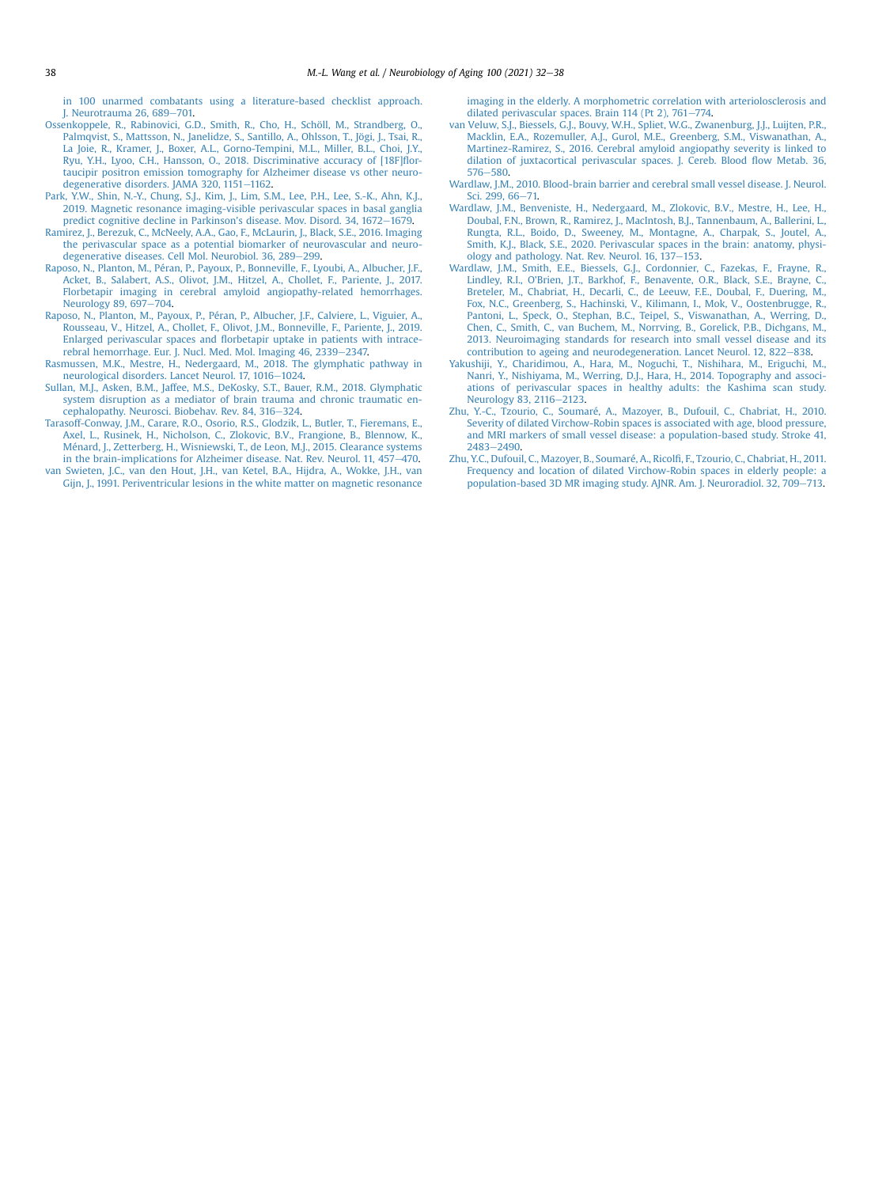in 100 unarmed combatants using a literature-based checklist approach. J. Neurotrauma 26, 689–701.

Ossenkoppele, R., Rabinovici, G.D., Smith, R., Cho, H., Schöll, M., Strandberg, O., Palmqvist, S., Mattsson, N., Janelidze, S., Santillo, A., Ohlsson, T., Jögi, J., Tsai, R., La Joie, R., Kramer, J., Boxer, A.L., Gorno-Tempini, M.L., Miller, B.L., Choi, J.Y., Ryu, Y.H., Lyoo, C.H., Hansson, O., 2018. Discriminative accuracy of [18F]flortaucipir positron emission tomography for Alzheimer disease vs other neurodegenerative disorders. JAMA 320, 1151–1162.

Park, Y.W., Shin, N.-Y., Chung, S.J., Kim, J., Lim, S.M., Lee, P.H., Lee, S.-K., Ahn, K.J., 2019. Magnetic resonance imaging-visible perivascular spaces in basal ganglia predict cognitive decline in Parkinson's disease. Mov. Disord. 34, 1672–1679.

Ramirez, J., Berezuk, C., McNeely, A.A., Gao, F., McLaurin, J., Black, S.E., 2016. Imaging the perivascular space as a potential biomarker of neurovascular and neurodegenerative diseases. Cell Mol. Neurobiol. 36, 289–299.

Raposo, N., Planton, M., Péran, P., Payoux, P., Bonneville, F., Lyoubi, A., Albucher, J.F., Acket, B., Salabert, A.S., Olivot, J.M., Hitzel, A., Chollet, F., Pariente, J., 2017. Florbetapir imaging in cerebral amyloid angiopathy-related hemorrhages. Neurology 89, 697–704.

Raposo, N., Planton, M., Payoux, P., Péran, P., Albucher, J.F., Calviere, L., Viguier, A., Rousseau, V., Hitzel, A., Chollet, F., Olivot, J.M., Bonneville, F., Pariente, J., 2019. Enlarged perivascular spaces and florbetapir uptake in patients with intracerebral hemorrhage. Eur. J. Nucl. Med. Mol. Imaging 46, 2339–2347.

Rasmussen, M.K., Mestre, H., Nedergaard, M., 2018. The glymphatic pathway in neurological disorders. Lancet Neurol. 17, 1016–1024.

Sullan, M.J., Asken, B.M., Jaffee, M.S., DeKosky, S.T., Bauer, R.M., 2018. Glymphatic system disruption as a mediator of brain trauma and chronic traumatic encephalopathy. Neurosci. Biobehav. Rev. 84, 316–324.

Tarasoff-Conway, J.M., Carare, R.O., Osorio, R.S., Glodzik, L., Butler, T., Fieremans, E., Axel, L., Rusinek, H., Nicholson, C., Zlokovic, B.V., Frangione, B., Blennow, K., Ménard, J., Zetterberg, H., Wisniewski, T., de Leon, M.J., 2015. Clearance systems in the brain-implications for Alzheimer disease. Nat. Rev. Neurol. 11, 457–470.

van Swieten, J.C., van den Hout, J.H., van Ketel, B.A., Hijdra, A., Wokke, J.H., van Gijn, J., 1991. Periventricular lesions in the white matter on magnetic resonance imaging in the elderly. A morphometric correlation with arteriolosclerosis and dilated perivascular spaces. Brain 114 (Pt 2), 761–774.

van Veluw, S.J., Biessels, G.J., Bouvy, W.H., Spliet, W.G., Zwanenburg, J.J., Luijten, P.R., Macklin, E.A., Rozemuller, A.J., Gurol, M.E., Greenberg, S.M., Viswanathan, A., Martinez-Ramirez, S., 2016. Cerebral amyloid angiopathy severity is linked to dilation of juxtacortical perivascular spaces. J. Cereb. Blood flow Metab. 36, 576–580.

Wardlaw, J.M., 2010. Blood-brain barrier and cerebral small vessel disease. J. Neurol. Sci. 299, 66–71.

Wardlaw, J.M., Benveniste, H., Nedergaard, M., Zlokovic, B.V., Mestre, H., Lee, H., Doubal, F.N., Brown, R., Ramirez, J., MacIntosh, B.J., Tannenbaum, A., Ballerini, L., Rungta, R.L., Boido, D., Sweeney, M., Montagne, A., Charpak, S., Joutel, A., Smith, K.J., Black, S.E., 2020. Perivascular spaces in the brain: anatomy, physiology and pathology. Nat. Rev. Neurol. 16, 137–153.

Wardlaw, J.M., Smith, E.E., Biessels, G.J., Cordonnier, C., Fazekas, F., Frayne, R., Lindley, R.I., O'Brien, J.T., Barkhof, F., Benavente, O.R., Black, S.E., Brayne, C., Breteler, M., Chabriat, H., Decarli, C., de Leeuw, F.E., Doubal, F., Duering, M., Fox, N.C., Greenberg, S., Hachinski, V., Kilimann, I., Mok, V., Oostenbrugge, R., Pantoni, L., Speck, O., Stephan, B.C., Teipel, S., Viswanathan, A., Werring, D., Chen, C., Smith, C., van Buchem, M., Norrving, B., Gorelick, P.B., Dichgans, M., 2013. Neuroimaging standards for research into small vessel disease and its contribution to ageing and neurodegeneration. Lancet Neurol. 12, 822–838.

Yakushiji, Y., Charidimou, A., Hara, M., Noguchi, T., Nishihara, M., Eriguchi, M., Nanri, Y., Nishiyama, M., Werring, D.J., Hara, H., 2014. Topography and associations of perivascular spaces in healthy adults: the Kashima scan study. Neurology 83, 2116–2123.

Zhu, Y.-C., Tzourio, C., Soumaré, A., Mazoyer, B., Dufouil, C., Chabriat, H., 2010. Severity of dilated Virchow-Robin spaces is associated with age, blood pressure, and MRI markers of small vessel disease: a population-based study. Stroke 41, 2483–2490.

Zhu, Y.C., Dufouil, C., Mazoyer, B., Soumaré, A., Ricolfi, F., Tzourio, C., Chabriat, H., 2011. Frequency and location of dilated Virchow-Robin spaces in elderly people: a population-based 3D MR imaging study. AJNR. Am. J. Neuroradiol. 32, 709–713.